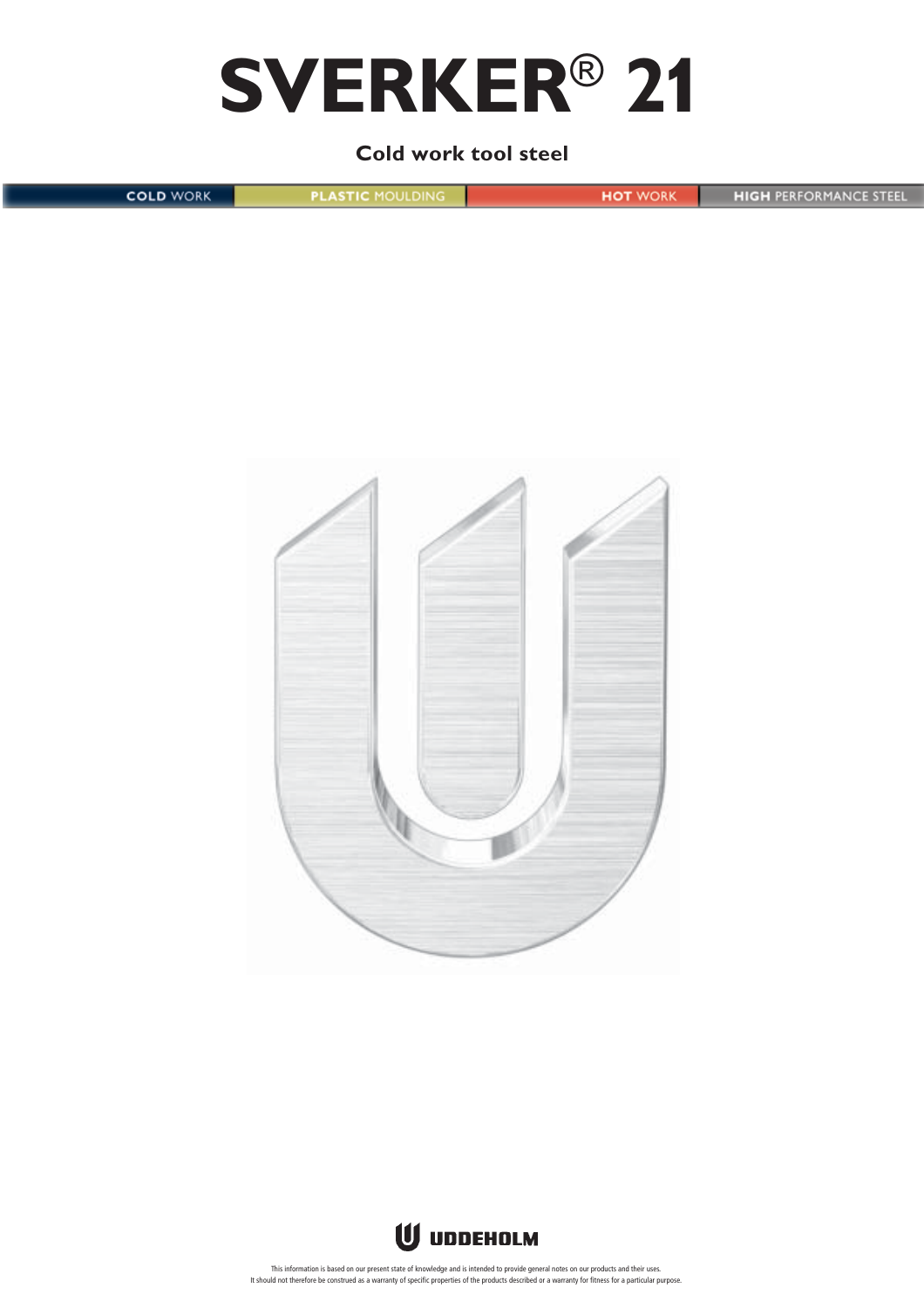# SVERKER® 21

**Cold work tool steel**

COLD WORK | PLASTIC MOULDING | HOT WORK | HIGH PERFORMANCE STEEL

UDDEHOLM

This information is based on our present state of knowledge and is intended to provide general notes on our products and their uses. It should not therefore be construed as a warranty of specific properties of the products described or a warranty for fitness for a particular purpose.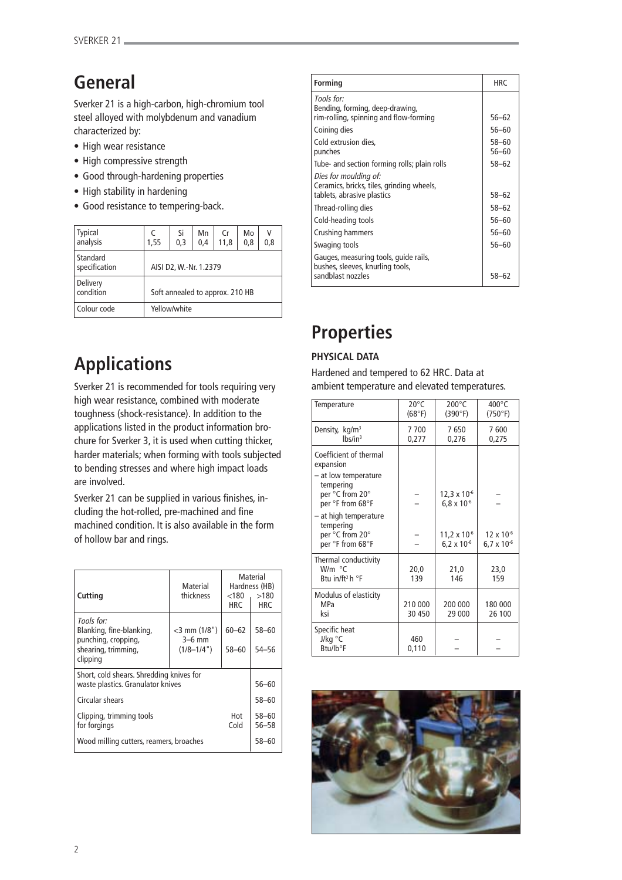# General

Sverker 21 is a high-carbon, high-chromium tool steel alloyed with molybdenum and vanadium characterized by:

- High wear resistance
- High compressive strength
- Good through-hardening properties
- High stability in hardening
- Good resistance to tempering-back.

| Typical analysis | C 1,55 | Si 0,3 | Mn 0,4 | Cr 11,8 | Mo 0,8 | V 0,8 |
|---|---|---|---|---|---|---|
| Standard specification | AISI D2, W.-Nr. 1.2379 | | | | | |
| Delivery condition | Soft annealed to approx. 210 HB | | | | | |
| Colour code | Yellow/white | | | | | |

# Applications

Sverker 21 is recommended for tools requiring very high wear resistance, combined with moderate toughness (shock-resistance). In addition to the applications listed in the product information brochure for Sverker 3, it is used when cutting thicker, harder materials; when forming with tools subjected to bending stresses and where high impact loads are involved.

Sverker 21 can be supplied in various finishes, including the hot-rolled, pre-machined and fine machined condition. It is also available in the form of hollow bar and rings.

| Cutting | Material thickness | Material Hardness (HB) <180 HRC | Material Hardness (HB) >180 HRC |
|---|---|---|---|
| *Tools for:* Blanking, fine-blanking, punching, cropping, shearing, trimming, clipping | <3 mm (1/8") | 60–62 | 58–60 |
| | 3–6 mm (1/8–1/4") | 58–60 | 54–56 |
| Short, cold shears. Shredding knives for waste plastics. Granulator knives | | | 56–60 |
| Circular shears | | | 58–60 |
| Clipping, trimming tools for forgings | | Hot | 58–60 |
| | | Cold | 56–58 |
| Wood milling cutters, reamers, broaches | | | 58–60 |

| Forming | HRC |
|---|---|
| *Tools for:* Bending, forming, deep-drawing, rim-rolling, spinning and flow-forming | 56–62 |
| Coining dies | 56–60 |
| Cold extrusion dies, | 58–60 |
| punches | 56–60 |
| Tube- and section forming rolls; plain rolls | 58–62 |
| *Dies for moulding of:* Ceramics, bricks, tiles, grinding wheels, tablets, abrasive plastics | 58–62 |
| Thread-rolling dies | 58–62 |
| Cold-heading tools | 56–60 |
| Crushing hammers | 56–60 |
| Swaging tools | 56–60 |
| Gauges, measuring tools, guide rails, bushes, sleeves, knurling tools, sandblast nozzles | 58–62 |

# Properties

### PHYSICAL DATA

Hardened and tempered to 62 HRC. Data at ambient temperature and elevated temperatures.

| Temperature | 20°C (68°F) | 200°C (390°F) | 400°C (750°F) |
|---|---|---|---|
| Density, kg/m$^3$ | 7 700 | 7 650 | 7 600 |
| lbs/in$^3$ | 0,277 | 0,276 | 0,275 |
| Coefficient of thermal expansion | | | |
| – at low temperature tempering per °C from 20° | – | $12,3 \times 10^{-6}$ | – |
| per °F from 68°F | – | $6,8 \times 10^{-6}$ | – |
| – at high temperature tempering per °C from 20° | – | $11,2 \times 10^{-6}$ | $12 \times 10^{-6}$ |
| per °F from 68°F | – | $6,2 \times 10^{-6}$ | $6,7 \times 10^{-6}$ |
| Thermal conductivity W/m °C | 20,0 | 21,0 | 23,0 |
| Btu in/ft$^2$ h °F | 139 | 146 | 159 |
| Modulus of elasticity MPa | 210 000 | 200 000 | 180 000 |
| ksi | 30 450 | 29 000 | 26 100 |
| Specific heat J/kg °C | 460 | – | – |
| Btu/lb°F | 0,110 | – | – |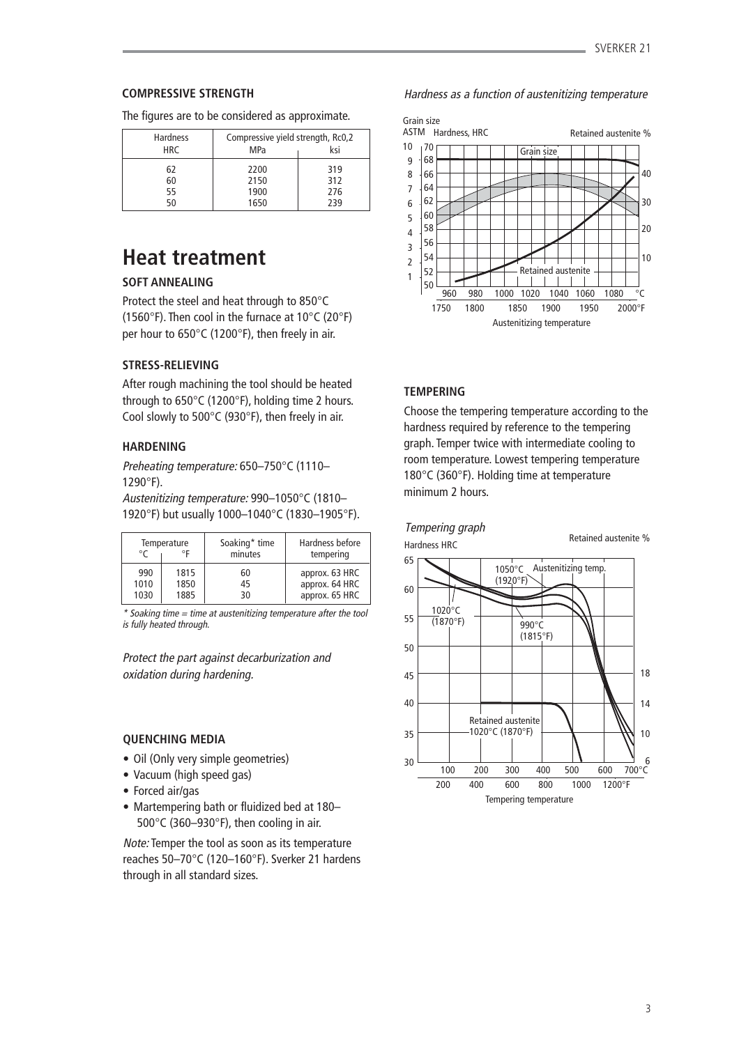### COMPRESSIVE STRENGTH

The figures are to be considered as approximate.

| Hardness HRC | Compressive yield strength, Rc0,2 | |
|---|---|---|
| | MPa | ksi |
| 62 | 2200 | 319 |
| 60 | 2150 | 312 |
| 55 | 1900 | 276 |
| 50 | 1650 | 239 |

# Heat treatment

### SOFT ANNEALING

Protect the steel and heat through to 850°C (1560°F). Then cool in the furnace at 10°C (20°F) per hour to 650°C (1200°F), then freely in air.

### STRESS-RELIEVING

After rough machining the tool should be heated through to 650°C (1200°F), holding time 2 hours. Cool slowly to 500°C (930°F), then freely in air.

### HARDENING

*Preheating temperature:* 650–750°C (1110–1290°F).
*Austenitizing temperature:* 990–1050°C (1810–1920°F) but usually 1000–1040°C (1830–1905°F).

| Temperature | | Soaking* time | Hardness before |
|---|---|---|---|
| °C | °F | minutes | tempering |
| 990 | 1815 | 60 | approx. 63 HRC |
| 1010 | 1850 | 45 | approx. 64 HRC |
| 1030 | 1885 | 30 | approx. 65 HRC |

*\* Soaking time = time at austenitizing temperature after the tool is fully heated through.*

*Protect the part against decarburization and oxidation during hardening.*

### QUENCHING MEDIA

- Oil (Only very simple geometries)
- Vacuum (high speed gas)
- Forced air/gas
- Martempering bath or fluidized bed at 180–500°C (360–930°F), then cooling in air.

*Note:* Temper the tool as soon as its temperature reaches 50–70°C (120–160°F). Sverker 21 hardens through in all standard sizes.

*Hardness as a function of austenitizing temperature*

### TEMPERING

Choose the tempering temperature according to the hardness required by reference to the tempering graph. Temper twice with intermediate cooling to room temperature. Lowest tempering temperature 180°C (360°F). Holding time at temperature minimum 2 hours.

*Tempering graph*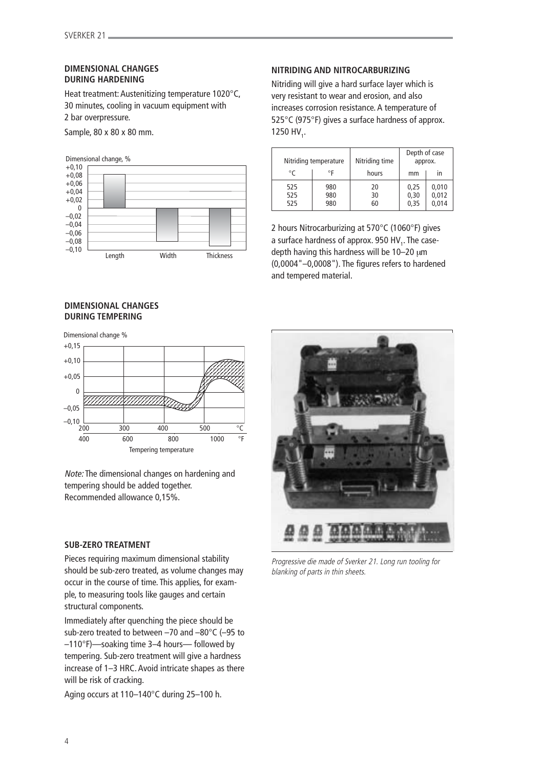## DIMENSIONAL CHANGES DURING HARDENING

Heat treatment: Austenitizing temperature 1020°C, 30 minutes, cooling in vacuum equipment with 2 bar overpressure.

Sample, 80 x 80 x 80 mm.

## DIMENSIONAL CHANGES DURING TEMPERING

*Note:* The dimensional changes on hardening and tempering should be added together. Recommended allowance 0,15%.

## SUB-ZERO TREATMENT

Pieces requiring maximum dimensional stability should be sub-zero treated, as volume changes may occur in the course of time. This applies, for example, to measuring tools like gauges and certain structural components.

Immediately after quenching the piece should be sub-zero treated to between –70 and –80°C (–95 to –110°F)—soaking time 3–4 hours— followed by tempering. Sub-zero treatment will give a hardness increase of 1–3 HRC. Avoid intricate shapes as there will be risk of cracking.

Aging occurs at 110–140°C during 25–100 h.

## NITRIDING AND NITROCARBURIZING

Nitriding will give a hard surface layer which is very resistant to wear and erosion, and also increases corrosion resistance. A temperature of 525°C (975°F) gives a surface hardness of approx. 1250 $HV_1$.

| Nitriding temperature | | Nitriding time | Depth of case approx. | |
|---|---|---|---|---|
| °C | °F | hours | mm | in |
| 525 | 980 | 20 | 0,25 | 0,010 |
| 525 | 980 | 30 | 0,30 | 0,012 |
| 525 | 980 | 60 | 0,35 | 0,014 |

2 hours Nitrocarburizing at 570°C (1060°F) gives a surface hardness of approx. 950 $HV_1$. The case-depth having this hardness will be 10–20 μm (0,0004"–0,0008"). The figures refers to hardened and tempered material.

*Progressive die made of Sverker 21. Long run tooling for blanking of parts in thin sheets.*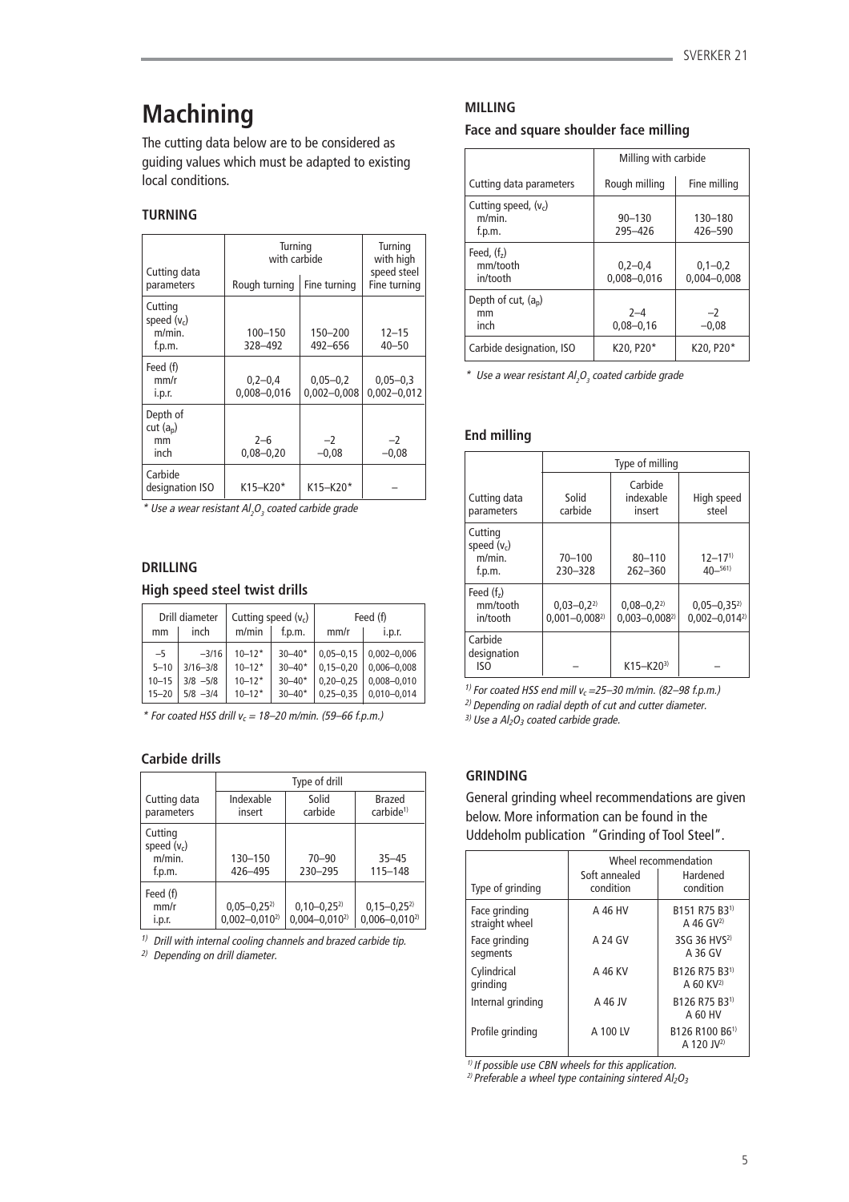# Machining

The cutting data below are to be considered as guiding values which must be adapted to existing local conditions.

### TURNING

| Cutting data parameters | Turning with carbide | | Turning with high speed steel |
|---|---|---|---|
| | Rough turning | Fine turning | Fine turning |
| Cutting speed ($v_c$) m/min. f.p.m. | 100–150 328–492 | 150–200 492–656 | 12–15 40–50 |
| Feed (f) mm/r i.p.r. | 0,2–0,4 0,008–0,016 | 0,05–0,2 0,002–0,008 | 0,05–0,3 0,002–0,012 |
| Depth of cut ($a_p$) mm inch | 2–6 0,08–0,20 | –2 –0,08 | –2 –0,08 |
| Carbide designation ISO | K15–K20* | K15–K20* | – |

*\* Use a wear resistant $Al_2O_3$ coated carbide grade*

### DRILLING

#### High speed steel twist drills

| Drill diameter mm | Drill diameter inch | Cutting speed ($v_c$) m/min | Cutting speed ($v_c$) f.p.m. | Feed (f) mm/r | Feed (f) i.p.r. |
|---|---|---|---|---|---|
| –5 | –3/16 | 10–12* | 30–40* | 0,05–0,15 | 0,002–0,006 |
| 5–10 | 3/16–3/8 | 10–12* | 30–40* | 0,15–0,20 | 0,006–0,008 |
| 10–15 | 3/8 –5/8 | 10–12* | 30–40* | 0,20–0,25 | 0,008–0,010 |
| 15–20 | 5/8 –3/4 | 10–12* | 30–40* | 0,25–0,35 | 0,010–0,014 |

*\* For coated HSS drill $v_c$ = 18–20 m/min. (59–66 f.p.m.)*

#### Carbide drills

| Cutting data parameters | Type of drill | | |
|---|---|---|---|
| | Indexable insert | Solid carbide | Brazed carbide[1] |
| Cutting speed ($v_c$) m/min. f.p.m. | 130–150 426–495 | 70–90 230–295 | 35–45 115–148 |
| Feed (f) mm/r i.p.r. | 0,05–0,25[2] 0,002–0,010[2] | 0,10–0,25[2] 0,004–0,010[2] | 0,15–0,25[2] 0,006–0,010[2] |

*[1] Drill with internal cooling channels and brazed carbide tip.*
*[2] Depending on drill diameter.*

### MILLING

#### Face and square shoulder face milling

| Cutting data parameters | Milling with carbide | |
|---|---|---|
| | Rough milling | Fine milling |
| Cutting speed, ($v_c$) m/min. f.p.m. | 90–130 295–426 | 130–180 426–590 |
| Feed, ($f_z$) mm/tooth in/tooth | 0,2–0,4 0,008–0,016 | 0,1–0,2 0,004–0,008 |
| Depth of cut, ($a_p$) mm inch | 2–4 0,08–0,16 | –2 –0,08 |
| Carbide designation, ISO | K20, P20* | K20, P20* |

*\* Use a wear resistant $Al_2O_3$ coated carbide grade*

#### End milling

| Cutting data parameters | Type of milling | | |
|---|---|---|---|
| | Solid carbide | Carbide indexable insert | High speed steel |
| Cutting speed ($v_c$) m/min. f.p.m. | 70–100 230–328 | 80–110 262–360 | 12–17[1] 40–56[1] |
| Feed ($f_z$) mm/tooth in/tooth | 0,03–0,2[2] 0,001–0,008[2] | 0,08–0,2[2] 0,003–0,008[2] | 0,05–0,35[2] 0,002–0,014[2] |
| Carbide designation ISO | – | K15–K20[3] | – |

*[1] For coated HSS end mill $v_c$ =25–30 m/min. (82–98 f.p.m.)*
*[2] Depending on radial depth of cut and cutter diameter.*
*[3] Use a $Al_2O_3$ coated carbide grade.*

### GRINDING

General grinding wheel recommendations are given below. More information can be found in the Uddeholm publication "Grinding of Tool Steel".

| Type of grinding | Wheel recommendation | |
|---|---|---|
| | Soft annealed condition | Hardened condition |
| Face grinding straight wheel | A 46 HV | B151 R75 B3[1] A 46 GV[2] |
| Face grinding segments | A 24 GV | 3SG 36 HVS[2] A 36 GV |
| Cylindrical grinding | A 46 KV | B126 R75 B3[1] A 60 KV[2] |
| Internal grinding | A 46 JV | B126 R75 B3[1] A 60 HV |
| Profile grinding | A 100 LV | B126 R100 B6[1] A 120 JV[2] |

*[1] If possible use CBN wheels for this application.*
*[2] Preferable a wheel type containing sintered $Al_2O_3$*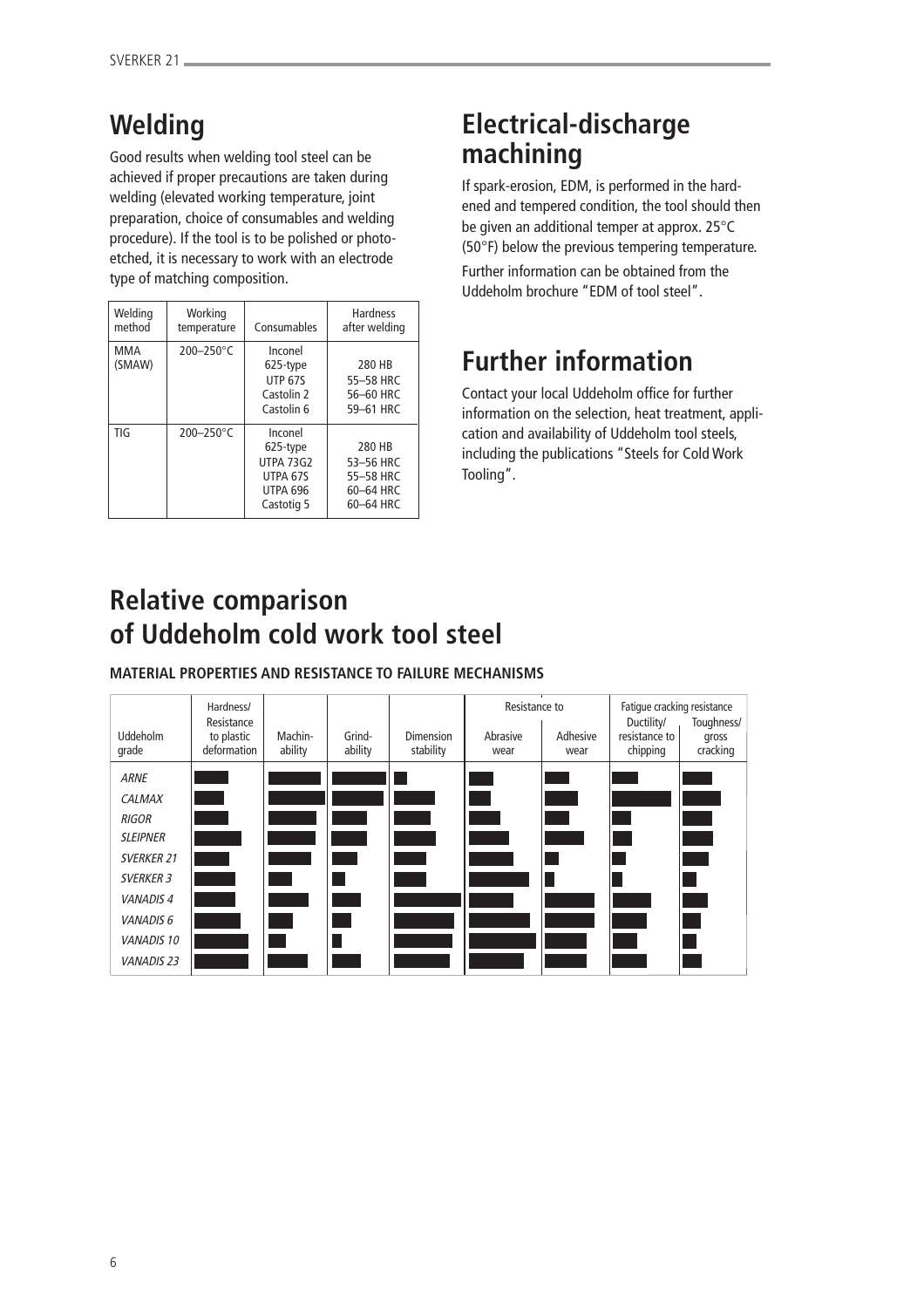## Welding

Good results when welding tool steel can be achieved if proper precautions are taken during welding (elevated working temperature, joint preparation, choice of consumables and welding procedure). If the tool is to be polished or photo-etched, it is necessary to work with an electrode type of matching composition.

| Welding method | Working temperature | Consumables | Hardness after welding |
|---|---|---|---|
| MMA (SMAW) | 200–250°C | Inconel 625-type | 280 HB |
| | | UTP 67S | 55–58 HRC |
| | | Castolin 2 | 56–60 HRC |
| | | Castolin 6 | 59–61 HRC |
| TIG | 200–250°C | Inconel 625-type | 280 HB |
| | | UTPA 73G2 | 53–56 HRC |
| | | UTPA 67S | 55–58 HRC |
| | | UTPA 696 | 60–64 HRC |
| | | Castotig 5 | 60–64 HRC |

## Electrical-discharge machining

If spark-erosion, EDM, is performed in the hardened and tempered condition, the tool should then be given an additional temper at approx. 25°C (50°F) below the previous tempering temperature.

Further information can be obtained from the Uddeholm brochure "EDM of tool steel".

## Further information

Contact your local Uddeholm office for further information on the selection, heat treatment, application and availability of Uddeholm tool steels, including the publications "Steels for Cold Work Tooling".

## Relative comparison of Uddeholm cold work tool steel

**MATERIAL PROPERTIES AND RESISTANCE TO FAILURE MECHANISMS**

| Uddeholm grade | Hardness/ Resistance to plastic deformation | Machin-ability | Grind-ability | Dimension stability | Resistance to Abrasive wear | Resistance to Adhesive wear | Fatigue cracking resistance: Ductility/ resistance to chipping | Fatigue cracking resistance: Toughness/ gross cracking |
|---|---|---|---|---|---|---|---|---|
| *ARNE* | | | | | | | | |
| *CALMAX* | | | | | | | | |
| *RIGOR* | | | | | | | | |
| *SLEIPNER* | | | | | | | | |
| *SVERKER 21* | | | | | | | | |
| *SVERKER 3* | | | | | | | | |
| *VANADIS 4* | | | | | | | | |
| *VANADIS 6* | | | | | | | | |
| *VANADIS 10* | | | | | | | | |
| *VANADIS 23* | | | | | | | | |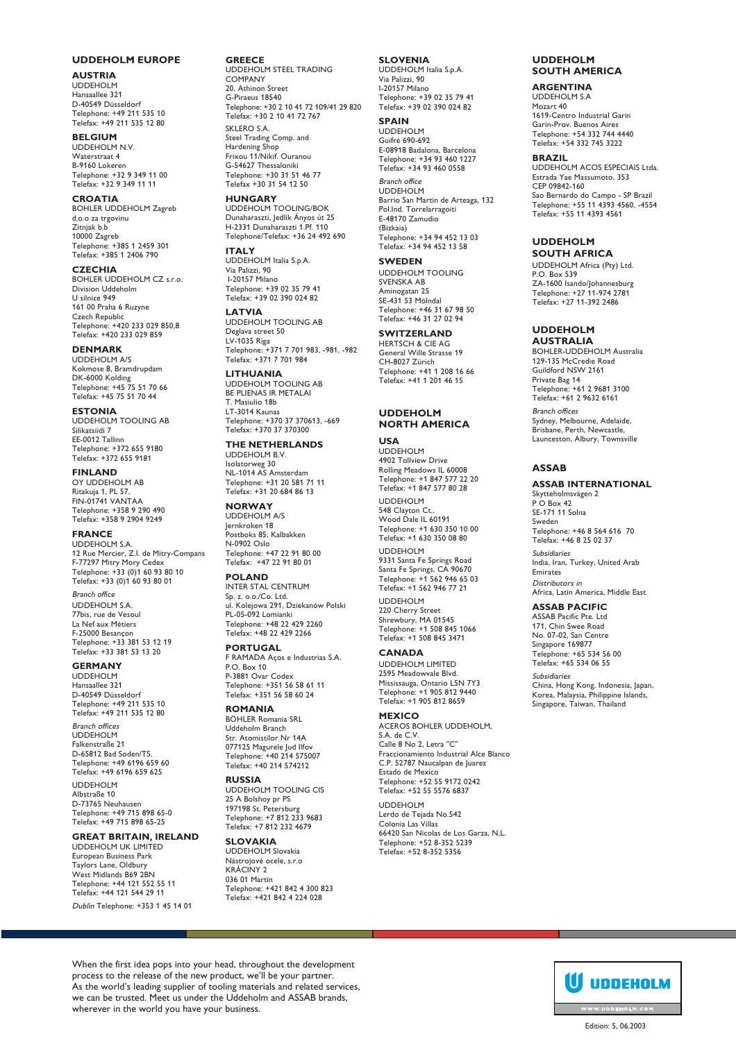# UDDEHOLM EUROPE

## AUSTRIA

UDDEHOLM
Hansaallee 321
D-40549 Düsseldorf
Telephone: +49 211 535 10
Telefax: +49 211 535 12 80

## BELGIUM

UDDEHOLM N.V.
Waterstraat 4
B-9160 Lokeren
Telephone: +32 9 349 11 00
Telefax: +32 9 349 11 11

## CROATIA

BOHLER UDDEHOLM Zagreb
d.o.o za trgovinu
Zitnjak b.b
10000 Zagreb
Telephone: +385 1 2459 301
Telefax: +385 1 2406 790

## CZECHIA

BOHLER UDDEHOLM CZ s.r.o.
Division Uddeholm
U silnice 949
161 00 Praha 6 Ruzyne
Czech Republic
Telephone: +420 233 029 850,8
Telefax: +420 233 029 859

## DENMARK

UDDEHOLM A/S
Kokmose 8, Bramdrupdam
DK-6000 Kolding
Telephone: +45 75 51 70 66
Telefax: +45 75 51 70 44

## ESTONIA

UDDEHOLM TOOLING AB
Silikatsiidi 7
EE-0012 Tallinn
Telephone: +372 655 9180
Telefax: +372 655 9181

## FINLAND

OY UDDEHOLM AB
Ritakuja 1, PL 57,
FIN-01741 VANTAA
Telephone: +358 9 290 490
Telefax: +358 9 2904 9249

## FRANCE

UDDEHOLM S.A.
12 Rue Mercier, Z.I. de Mitry-Compans
F-77297 Mitry Mory Cedex
Telephone: +33 (0)1 60 93 80 10
Telefax: +33 (0)1 60 93 80 01

*Branch office*
UDDEHOLM S.A.
77bis, rue de Vesoul
La Nef aux Métiers
F-25000 Besançon
Telephone: +33 381 53 12 19
Telefax: +33 381 53 13 20

## GERMANY

UDDEHOLM
Hansaallee 321
D-40549 Düsseldorf
Telephone: +49 211 535 10
Telefax: +49 211 535 12 80

*Branch offices*
UDDEHOLM
Falkenstraße 21
D-65812 Bad Soden/TS.
Telephone: +49 6196 659 60
Telefax: +49 6196 659 625

UDDEHOLM
Albstraße 10
D-73765 Neuhausen
Telephone: +49 715 898 65-0
Telefax: +49 715 898 65-25

## GREAT BRITAIN, IRELAND

UDDEHOLM UK LIMITED
European Business Park
Taylors Lane, Oldbury
West Midlands B69 2BN
Telephone: +44 121 552 55 11
Telefax: +44 121 544 29 11
*Dublin* Telephone: +353 1 45 14 01

## GREECE

UDDEHOLM STEEL TRADING COMPANY
20, Athinon Street
G-Piraeus 18540
Telephone: +30 2 10 41 72 109/41 29 820
Telefax: +30 2 10 41 72 767

SKLERO S.A.
Steel Trading Comp. and Hardening Shop
Frixou 11/Nikif. Ouranou
G-54627 Thessaloniki
Telephone: +30 31 51 46 77
Telefax +30 31 54 12 50

## HUNGARY

UDDEHOLM TOOLING/BOK
Dunaharaszti, Jedlik Ányos út 25
H-2331 Dunaharaszti 1.Pf. 110
Telephone/Telefax: +36 24 492 690

## ITALY

UDDEHOLM Italia S.p.A.
Via Palizzi, 90
I-20157 Milano
Telephone: +39 02 35 79 41
Telefax: +39 02 390 024 82

## LATVIA

UDDEHOLM TOOLING AB
Deglava street 50
LV-1035 Riga
Telephone: +371 7 701 983, -981, -982
Telefax: +371 7 701 984

## LITHUANIA

UDDEHOLM TOOLING AB
BE PLIENAS IR METALAI
T. Masiulio 18b
LT-3014 Kaunas
Telephone: +370 37 370613, -669
Telefax: +370 37 370300

## THE NETHERLANDS

UDDEHOLM B.V.
Isolatorweg 30
NL-1014 AS Amsterdam
Telephone: +31 20 581 71 11
Telefax: +31 20 684 86 13

## NORWAY

UDDEHOLM A/S
Jernkroken 18
Postboks 85, Kalbakken
N-0902 Oslo
Telephone: +47 22 91 80 00
Telefax: +47 22 91 80 01

## POLAND

INTER STAL CENTRUM
Sp. z. o.o./Co. Ltd.
ul. Kolejowa 291, Dziekanów Polski
PL-05-092 Lomianki
Telephone: +48 22 429 2260
Telefax: +48 22 429 2266

## PORTUGAL

F RAMADA Aços e Industrias S.A.
P.O. Box 10
P-3881 Ovar Codex
Telephone: +351 56 58 61 11
Telefax: +351 56 58 60 24

## ROMANIA

BÖHLER Romania SRL
Uddeholm Branch
Str. Atomistilor Nr 14A
077125 Magurele Jud Ilfov
Telephone: +40 214 575007
Telefax: +40 214 574212

## RUSSIA

UDDEHOLM TOOLING CIS
25 A Bolshoy pr PS
197198 St. Petersburg
Telephone: +7 812 233 9683
Telefax: +7 812 232 4679

## SLOVAKIA

UDDEHOLM Slovakia
Nástrojové ocele, s.r.o
KRÁCINY 2
036 01 Martin
Telephone: +421 842 4 300 823
Telefax: +421 842 4 224 028

## SLOVENIA

UDDEHOLM Italia S.p.A.
Via Palizzi, 90
I-20157 Milano
Telephone: +39 02 35 79 41
Telefax: +39 02 390 024 82

## SPAIN

UDDEHOLM
Guifré 690-692
E-08918 Badalona, Barcelona
Telephone: +34 93 460 1227
Telefax: +34 93 460 0558

*Branch office*
UDDEHOLM
Barrio San Martin de Arteaga, 132
Pol.Ind. Torrelarragoiti
E-48170 Zamudio
(Bizkaia)
Telephone: +34 94 452 13 03
Telefax: +34 94 452 13 58

## SWEDEN

UDDEHOLM TOOLING SVENSKA AB
Aminogatan 25
SE-431 53 Mölndal
Telephone: +46 31 67 98 50
Telefax: +46 31 27 02 94

## SWITZERLAND

HERTSCH & CIE AG
General Wille Strasse 19
CH-8027 Zürich
Telephone: +41 1 208 16 66
Telefax: +41 1 201 46 15

# UDDEHOLM NORTH AMERICA

## USA

UDDEHOLM
4902 Tollview Drive
Rolling Meadows IL 60008
Telephone: +1 847 577 22 20
Telefax: +1 847 577 80 28

UDDEHOLM
548 Clayton Ct.,
Wood Dale IL 60191
Telephone: +1 630 350 10 00
Telefax: +1 630 350 08 80

UDDEHOLM
9331 Santa Fe Springs Road
Santa Fe Springs, CA 90670
Telephone: +1 562 946 65 03
Telefax: +1 562 946 77 21

UDDEHOLM
220 Cherry Street
Shrewsbury, MA 01545
Telephone: +1 508 845 1066
Telefax: +1 508 845 3471

## CANADA

UDDEHOLM LIMITED
2595 Meadowvale Blvd.
Mississauga, Ontario L5N 7Y3
Telephone: +1 905 812 9440
Telefax: +1 905 812 8659

## MEXICO

ACEROS BOHLER UDDEHOLM, S.A. de C.V.
Calle 8 No 2, Letra "C"
Fraccionamiento Industrial Alce Blanco
C.P. 52787 Naucalpan de Juarez
Estado de Mexico
Telephone: +52 55 9172 0242
Telefax: +52 55 5576 6837

UDDEHOLM
Lerdo de Tejada No.542
Colonia Las Villas
66420 San Nicolas de Los Garza, N.L.
Telephone: +52 8-352 5239
Telefax: +52 8-352 5356

# UDDEHOLM SOUTH AMERICA

## ARGENTINA

UDDEHOLM S.A
Mozart 40
1619-Centro Industrial Garin
Garin-Prov. Buenos Aires
Telephone: +54 332 744 4440
Telefax: +54 332 745 3222

## BRAZIL

UDDEHOLM ACOS ESPECIAIS Ltda.
Estrada Yae Massumoto, 353
CEP 09842-160
Sao Bernardo do Campo - SP Brazil
Telephone: +55 11 4393 4560, -4554
Telefax: +55 11 4393 4561

# UDDEHOLM SOUTH AFRICA

UDDEHOLM Africa (Pty) Ltd.
P.O. Box 539
ZA-1600 Isando/Johannesburg
Telephone: +27 11-974 2781
Telefax: +27 11-392 2486

# UDDEHOLM AUSTRALIA

BOHLER-UDDEHOLM Australia
129-135 McCredie Road
Guildford NSW 2161
Private Bag 14
Telephone: +61 2 9681 3100
Telefax: +61 2 9632 6161

*Branch offices*
Sydney, Melbourne, Adelaide, Brisbane, Perth, Newcastle, Launceston, Albury, Townsville

# ASSAB

## ASSAB INTERNATIONAL

Skytteholmsvägen 2
P O Box 42
SE-171 11 Solna
Sweden
Telephone: +46 8 564 616 70
Telefax: +46 8 25 02 37

*Subsidiaries*
India, Iran, Turkey, United Arab Emirates

*Distributors in*
Africa, Latin America, Middle East

## ASSAB PACIFIC

ASSAB Pacific Pte. Ltd
171, Chin Swee Road
No. 07-02, San Centre
Singapore 169877
Telephone: +65 534 56 00
Telefax: +65 534 06 55

*Subsidiaries*
China, Hong Kong, Indonesia, Japan, Korea, Malaysia, Philippine Islands, Singapore, Taiwan, Thailand

---

When the first idea pops into your head, throughout the development process to the release of the new product, we'll be your partner. As the world's leading supplier of tooling materials and related services, we can be trusted. Meet us under the Uddeholm and ASSAB brands, wherever in the world you have your business.

UDDEHOLM
WWW.UDDEHOLM.COM

Edition: 5, 06.2003